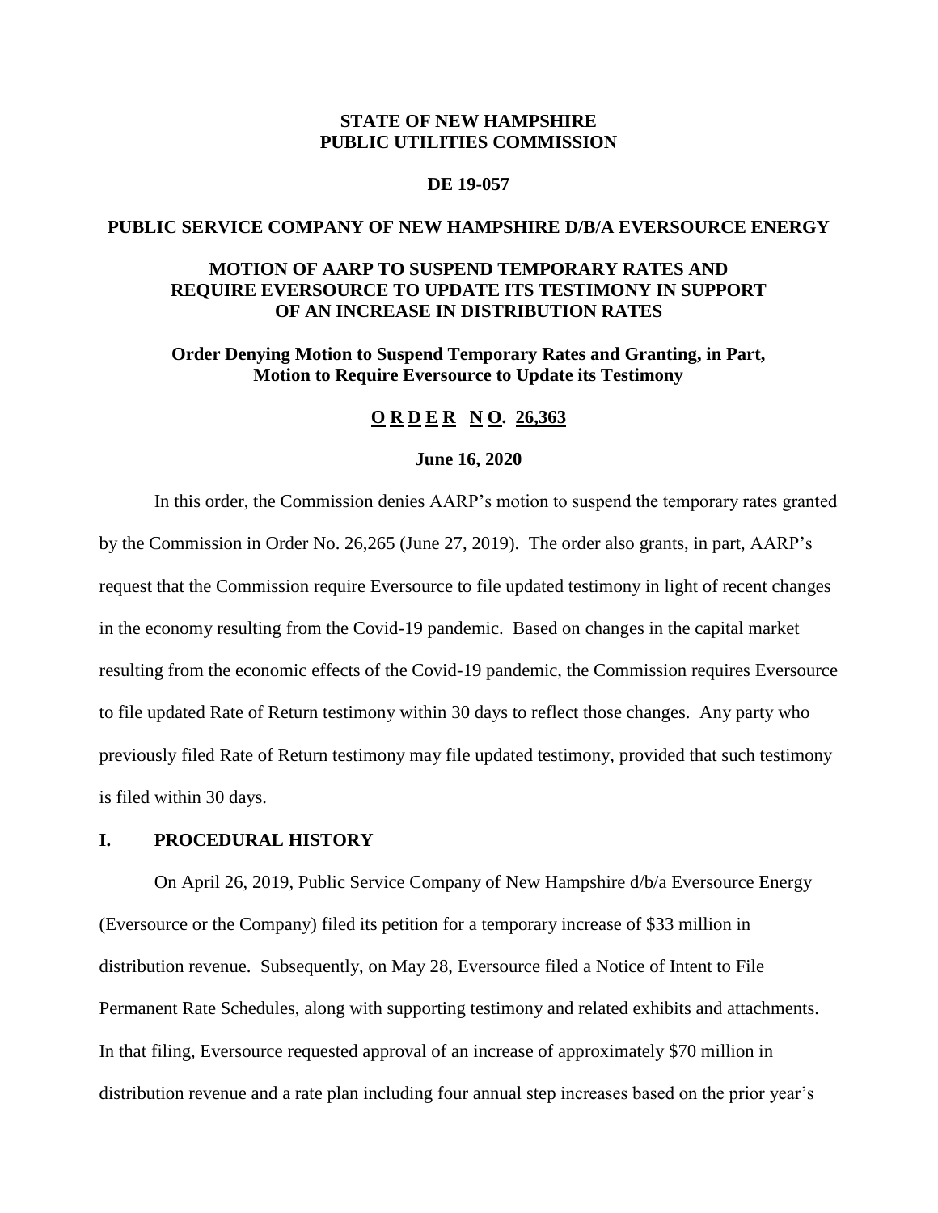**STATE OF NEW HAMPSHIRE**
**PUBLIC UTILITIES COMMISSION**

**DE 19-057**

**PUBLIC SERVICE COMPANY OF NEW HAMPSHIRE D/B/A EVERSOURCE ENERGY**

**MOTION OF AARP TO SUSPEND TEMPORARY RATES AND REQUIRE EVERSOURCE TO UPDATE ITS TESTIMONY IN SUPPORT OF AN INCREASE IN DISTRIBUTION RATES**

**Order Denying Motion to Suspend Temporary Rates and Granting, in Part, Motion to Require Eversource to Update its Testimony**

**O R D E R N O. 26,363**

**June 16, 2020**

In this order, the Commission denies AARP's motion to suspend the temporary rates granted by the Commission in Order No. 26,265 (June 27, 2019). The order also grants, in part, AARP's request that the Commission require Eversource to file updated testimony in light of recent changes in the economy resulting from the Covid-19 pandemic. Based on changes in the capital market resulting from the economic effects of the Covid-19 pandemic, the Commission requires Eversource to file updated Rate of Return testimony within 30 days to reflect those changes. Any party who previously filed Rate of Return testimony may file updated testimony, provided that such testimony is filed within 30 days.

## I. PROCEDURAL HISTORY

On April 26, 2019, Public Service Company of New Hampshire d/b/a Eversource Energy (Eversource or the Company) filed its petition for a temporary increase of $33 million in distribution revenue. Subsequently, on May 28, Eversource filed a Notice of Intent to File Permanent Rate Schedules, along with supporting testimony and related exhibits and attachments. In that filing, Eversource requested approval of an increase of approximately $70 million in distribution revenue and a rate plan including four annual step increases based on the prior year's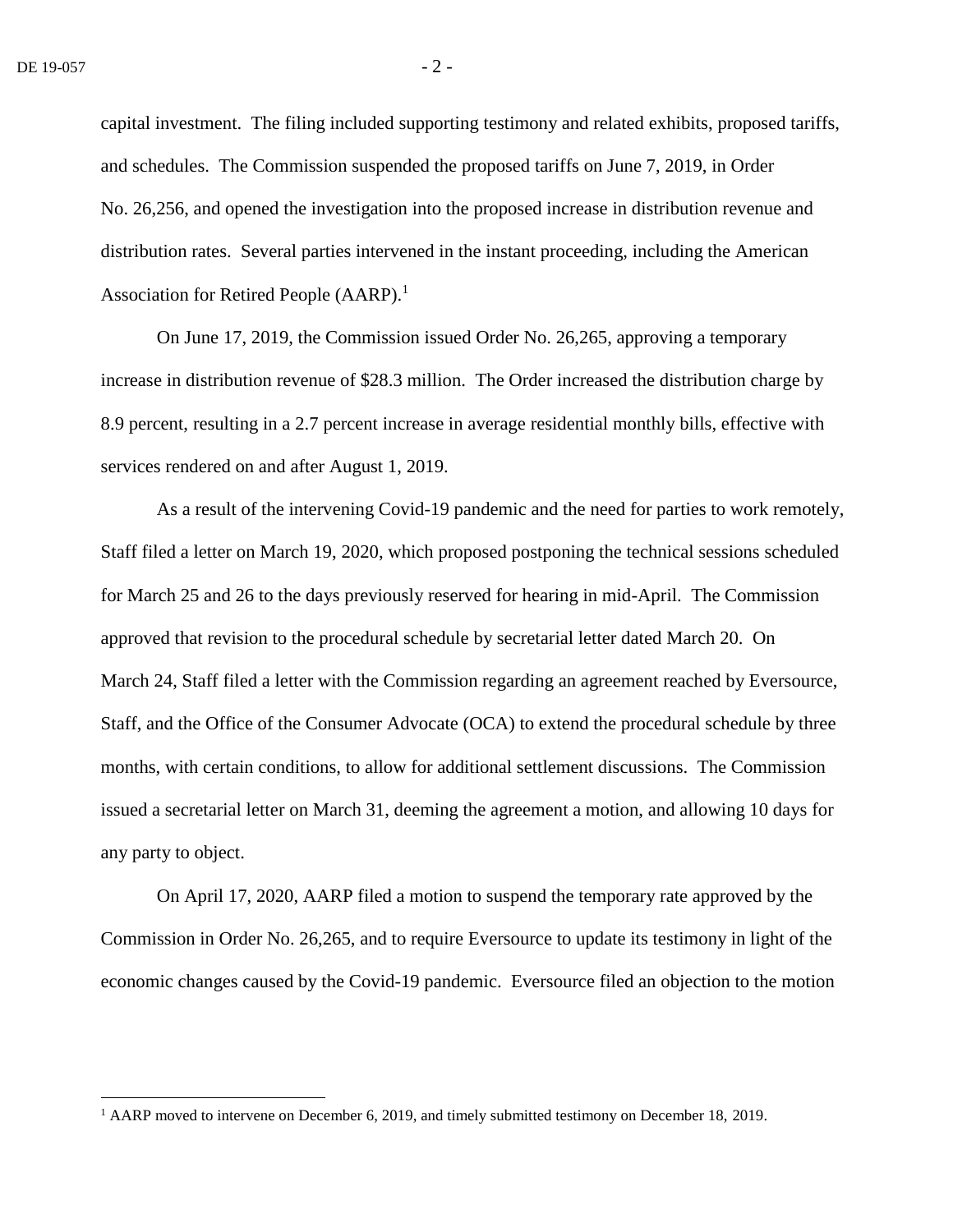capital investment. The filing included supporting testimony and related exhibits, proposed tariffs, and schedules. The Commission suspended the proposed tariffs on June 7, 2019, in Order No. 26,256, and opened the investigation into the proposed increase in distribution revenue and distribution rates. Several parties intervened in the instant proceeding, including the American Association for Retired People (AARP).[1]

On June 17, 2019, the Commission issued Order No. 26,265, approving a temporary increase in distribution revenue of $28.3 million. The Order increased the distribution charge by 8.9 percent, resulting in a 2.7 percent increase in average residential monthly bills, effective with services rendered on and after August 1, 2019.

As a result of the intervening Covid-19 pandemic and the need for parties to work remotely, Staff filed a letter on March 19, 2020, which proposed postponing the technical sessions scheduled for March 25 and 26 to the days previously reserved for hearing in mid-April. The Commission approved that revision to the procedural schedule by secretarial letter dated March 20. On March 24, Staff filed a letter with the Commission regarding an agreement reached by Eversource, Staff, and the Office of the Consumer Advocate (OCA) to extend the procedural schedule by three months, with certain conditions, to allow for additional settlement discussions. The Commission issued a secretarial letter on March 31, deeming the agreement a motion, and allowing 10 days for any party to object.

On April 17, 2020, AARP filed a motion to suspend the temporary rate approved by the Commission in Order No. 26,265, and to require Eversource to update its testimony in light of the economic changes caused by the Covid-19 pandemic. Eversource filed an objection to the motion

---

[1] AARP moved to intervene on December 6, 2019, and timely submitted testimony on December 18, 2019.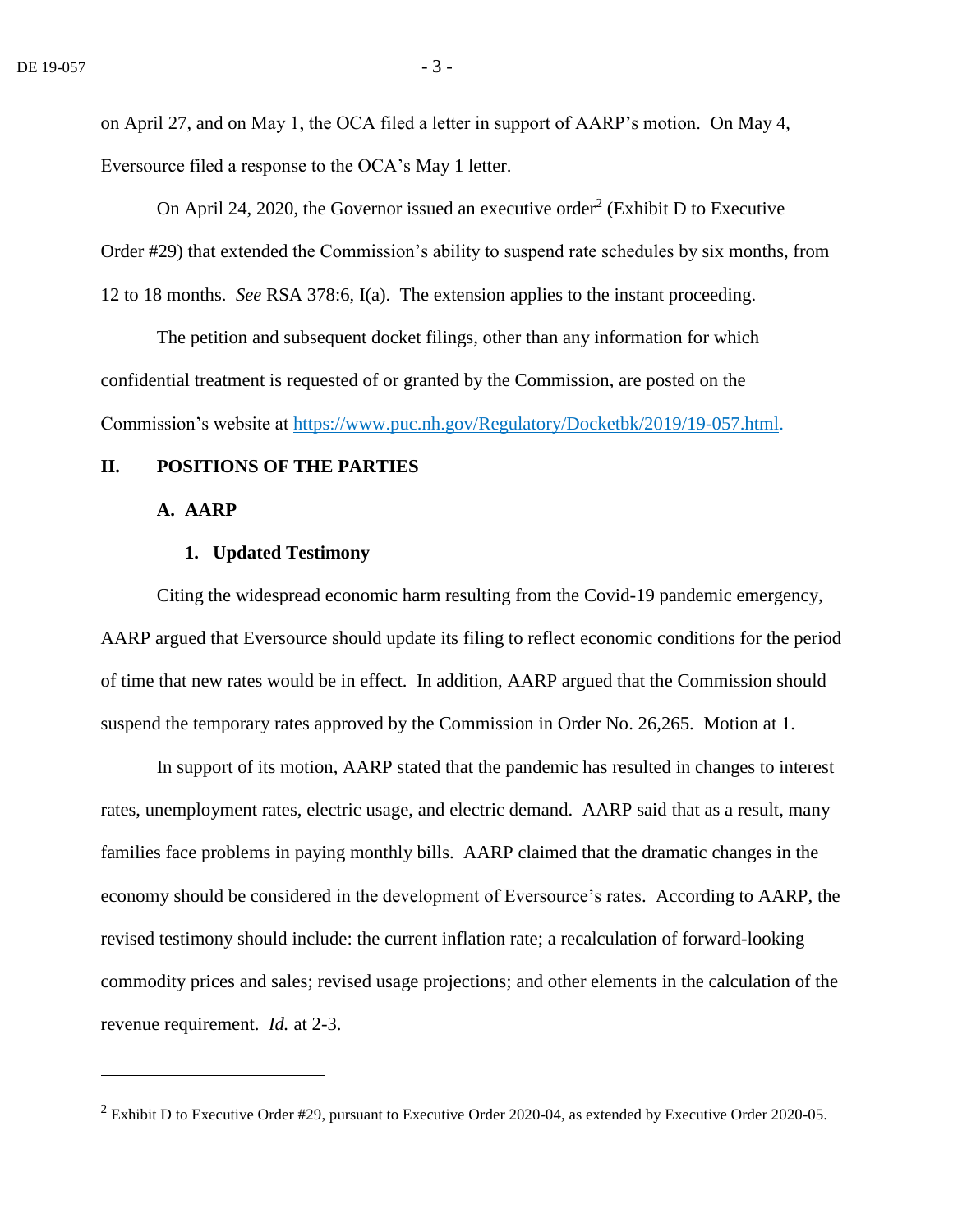on April 27, and on May 1, the OCA filed a letter in support of AARP's motion. On May 4, Eversource filed a response to the OCA's May 1 letter.

On April 24, 2020, the Governor issued an executive order[2] (Exhibit D to Executive Order #29) that extended the Commission's ability to suspend rate schedules by six months, from 12 to 18 months. *See* RSA 378:6, I(a). The extension applies to the instant proceeding.

The petition and subsequent docket filings, other than any information for which confidential treatment is requested of or granted by the Commission, are posted on the Commission's website at https://www.puc.nh.gov/Regulatory/Docketbk/2019/19-057.html.

## II. POSITIONS OF THE PARTIES

### A. AARP

#### 1. Updated Testimony

Citing the widespread economic harm resulting from the Covid-19 pandemic emergency, AARP argued that Eversource should update its filing to reflect economic conditions for the period of time that new rates would be in effect. In addition, AARP argued that the Commission should suspend the temporary rates approved by the Commission in Order No. 26,265. Motion at 1.

In support of its motion, AARP stated that the pandemic has resulted in changes to interest rates, unemployment rates, electric usage, and electric demand. AARP said that as a result, many families face problems in paying monthly bills. AARP claimed that the dramatic changes in the economy should be considered in the development of Eversource's rates. According to AARP, the revised testimony should include: the current inflation rate; a recalculation of forward-looking commodity prices and sales; revised usage projections; and other elements in the calculation of the revenue requirement. *Id.* at 2-3.

---

[2] Exhibit D to Executive Order #29, pursuant to Executive Order 2020-04, as extended by Executive Order 2020-05.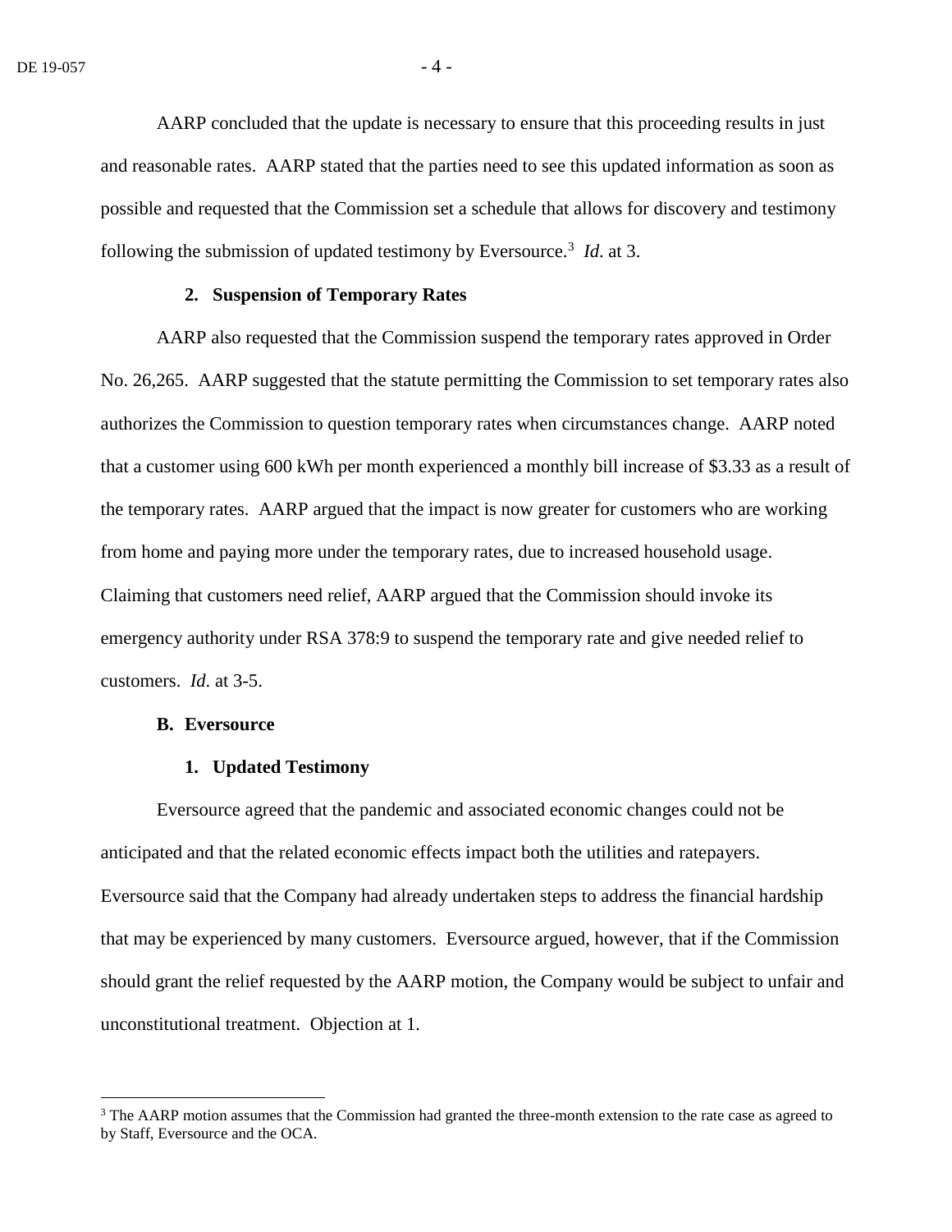AARP concluded that the update is necessary to ensure that this proceeding results in just and reasonable rates. AARP stated that the parties need to see this updated information as soon as possible and requested that the Commission set a schedule that allows for discovery and testimony following the submission of updated testimony by Eversource.[3] *Id*. at 3.

### 2. Suspension of Temporary Rates

AARP also requested that the Commission suspend the temporary rates approved in Order No. 26,265. AARP suggested that the statute permitting the Commission to set temporary rates also authorizes the Commission to question temporary rates when circumstances change. AARP noted that a customer using 600 kWh per month experienced a monthly bill increase of $3.33 as a result of the temporary rates. AARP argued that the impact is now greater for customers who are working from home and paying more under the temporary rates, due to increased household usage. Claiming that customers need relief, AARP argued that the Commission should invoke its emergency authority under RSA 378:9 to suspend the temporary rate and give needed relief to customers. *Id*. at 3-5.

## B. Eversource

### 1. Updated Testimony

Eversource agreed that the pandemic and associated economic changes could not be anticipated and that the related economic effects impact both the utilities and ratepayers. Eversource said that the Company had already undertaken steps to address the financial hardship that may be experienced by many customers. Eversource argued, however, that if the Commission should grant the relief requested by the AARP motion, the Company would be subject to unfair and unconstitutional treatment. Objection at 1.

[3] The AARP motion assumes that the Commission had granted the three-month extension to the rate case as agreed to by Staff, Eversource and the OCA.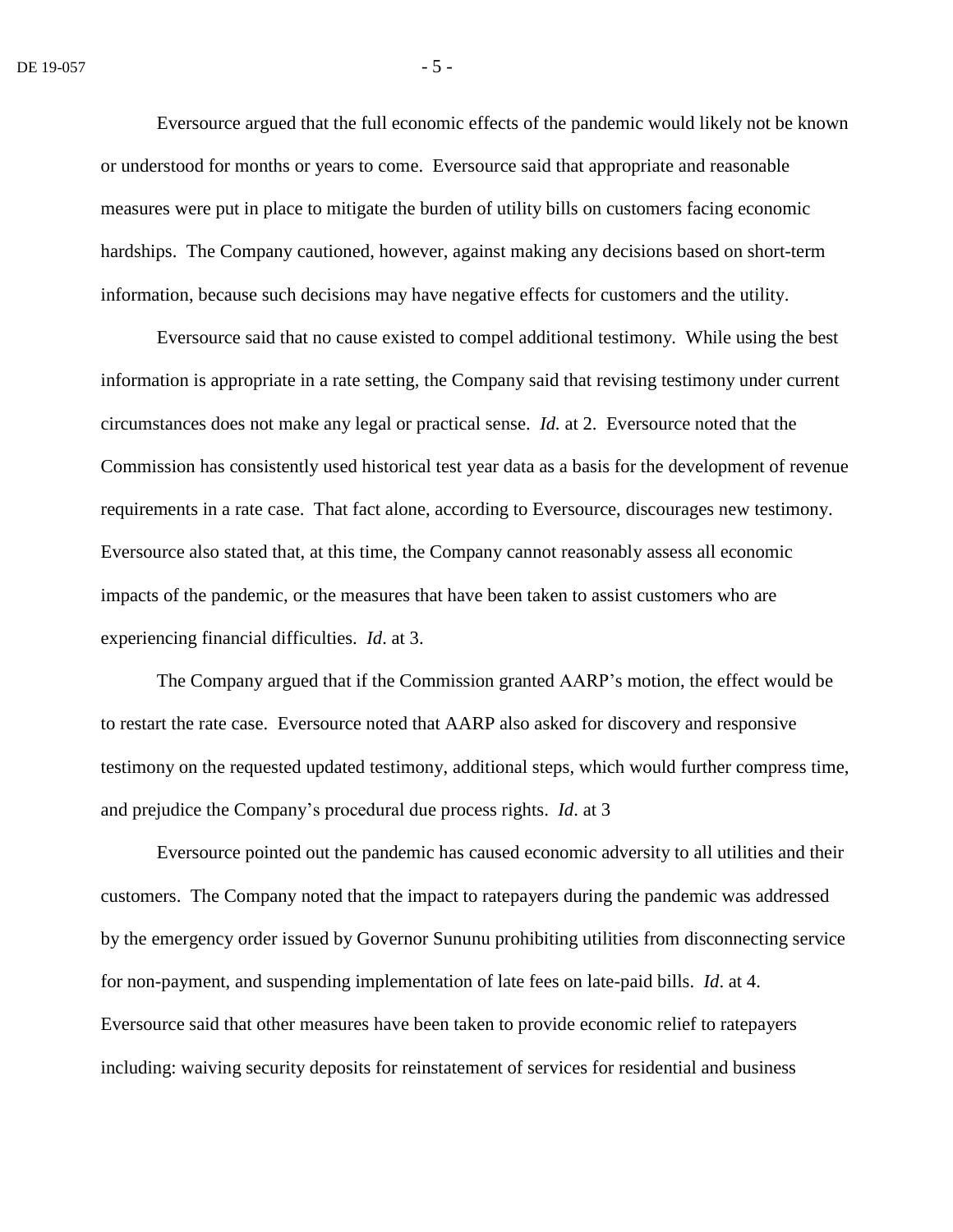Eversource argued that the full economic effects of the pandemic would likely not be known or understood for months or years to come. Eversource said that appropriate and reasonable measures were put in place to mitigate the burden of utility bills on customers facing economic hardships. The Company cautioned, however, against making any decisions based on short-term information, because such decisions may have negative effects for customers and the utility.

Eversource said that no cause existed to compel additional testimony. While using the best information is appropriate in a rate setting, the Company said that revising testimony under current circumstances does not make any legal or practical sense. *Id.* at 2. Eversource noted that the Commission has consistently used historical test year data as a basis for the development of revenue requirements in a rate case. That fact alone, according to Eversource, discourages new testimony. Eversource also stated that, at this time, the Company cannot reasonably assess all economic impacts of the pandemic, or the measures that have been taken to assist customers who are experiencing financial difficulties. *Id*. at 3.

The Company argued that if the Commission granted AARP's motion, the effect would be to restart the rate case. Eversource noted that AARP also asked for discovery and responsive testimony on the requested updated testimony, additional steps, which would further compress time, and prejudice the Company's procedural due process rights. *Id*. at 3

Eversource pointed out the pandemic has caused economic adversity to all utilities and their customers. The Company noted that the impact to ratepayers during the pandemic was addressed by the emergency order issued by Governor Sununu prohibiting utilities from disconnecting service for non-payment, and suspending implementation of late fees on late-paid bills. *Id*. at 4. Eversource said that other measures have been taken to provide economic relief to ratepayers including: waiving security deposits for reinstatement of services for residential and business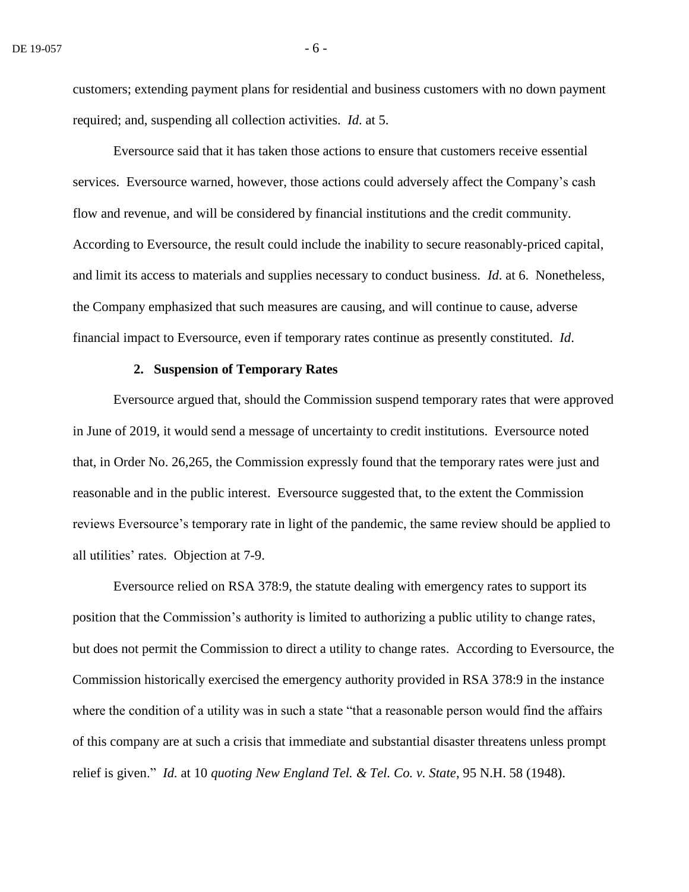customers; extending payment plans for residential and business customers with no down payment required; and, suspending all collection activities. *Id*. at 5.

Eversource said that it has taken those actions to ensure that customers receive essential services. Eversource warned, however, those actions could adversely affect the Company's cash flow and revenue, and will be considered by financial institutions and the credit community. According to Eversource, the result could include the inability to secure reasonably-priced capital, and limit its access to materials and supplies necessary to conduct business. *Id*. at 6. Nonetheless, the Company emphasized that such measures are causing, and will continue to cause, adverse financial impact to Eversource, even if temporary rates continue as presently constituted. *Id*.

**2. Suspension of Temporary Rates**

Eversource argued that, should the Commission suspend temporary rates that were approved in June of 2019, it would send a message of uncertainty to credit institutions. Eversource noted that, in Order No. 26,265, the Commission expressly found that the temporary rates were just and reasonable and in the public interest. Eversource suggested that, to the extent the Commission reviews Eversource's temporary rate in light of the pandemic, the same review should be applied to all utilities' rates. Objection at 7-9.

Eversource relied on RSA 378:9, the statute dealing with emergency rates to support its position that the Commission's authority is limited to authorizing a public utility to change rates, but does not permit the Commission to direct a utility to change rates. According to Eversource, the Commission historically exercised the emergency authority provided in RSA 378:9 in the instance where the condition of a utility was in such a state "that a reasonable person would find the affairs of this company are at such a crisis that immediate and substantial disaster threatens unless prompt relief is given." *Id.* at 10 *quoting New England Tel. & Tel. Co. v. State*, 95 N.H. 58 (1948).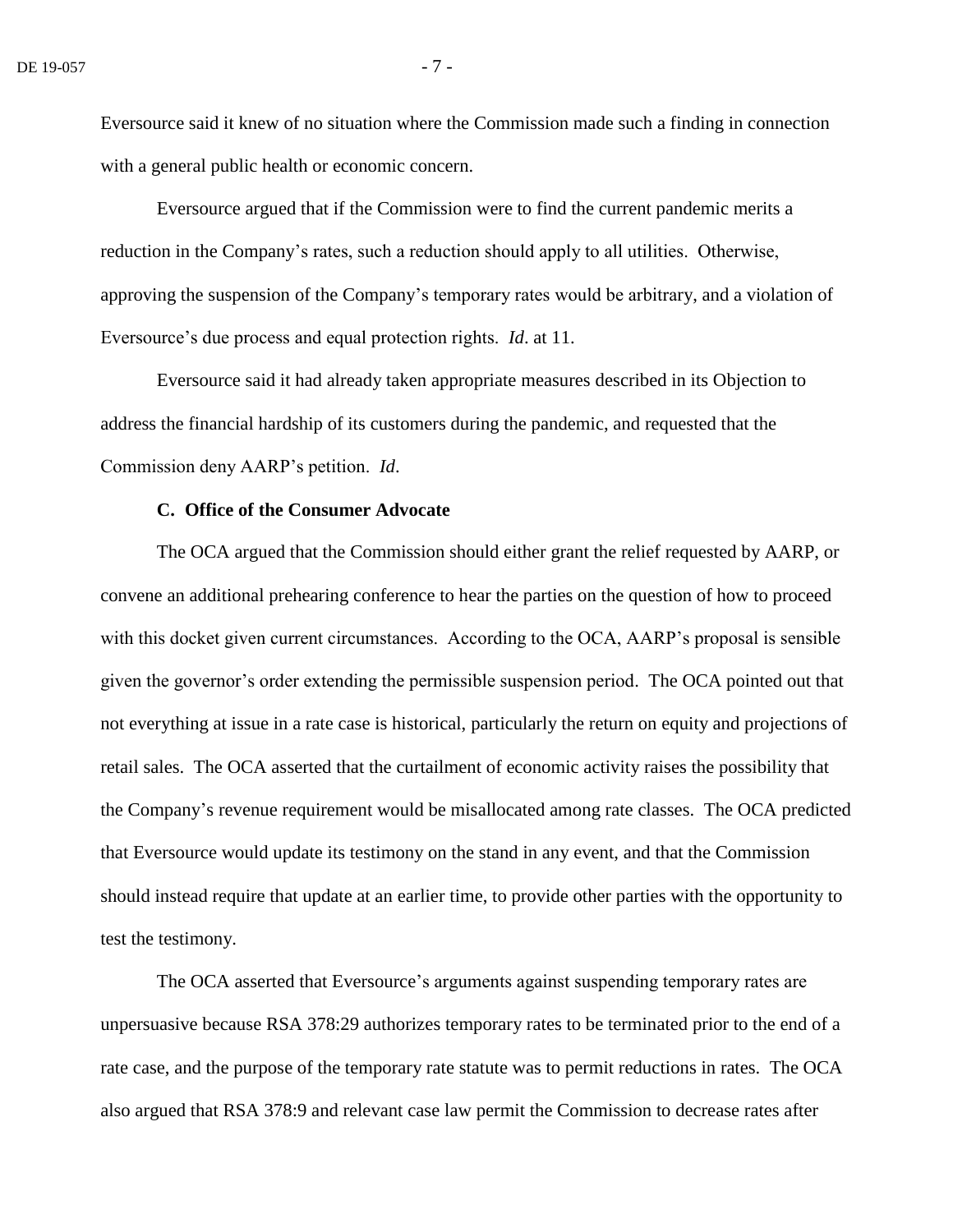Eversource said it knew of no situation where the Commission made such a finding in connection with a general public health or economic concern.

Eversource argued that if the Commission were to find the current pandemic merits a reduction in the Company's rates, such a reduction should apply to all utilities. Otherwise, approving the suspension of the Company's temporary rates would be arbitrary, and a violation of Eversource's due process and equal protection rights. *Id*. at 11.

Eversource said it had already taken appropriate measures described in its Objection to address the financial hardship of its customers during the pandemic, and requested that the Commission deny AARP's petition. *Id*.

**C. Office of the Consumer Advocate**

The OCA argued that the Commission should either grant the relief requested by AARP, or convene an additional prehearing conference to hear the parties on the question of how to proceed with this docket given current circumstances. According to the OCA, AARP's proposal is sensible given the governor's order extending the permissible suspension period. The OCA pointed out that not everything at issue in a rate case is historical, particularly the return on equity and projections of retail sales. The OCA asserted that the curtailment of economic activity raises the possibility that the Company's revenue requirement would be misallocated among rate classes. The OCA predicted that Eversource would update its testimony on the stand in any event, and that the Commission should instead require that update at an earlier time, to provide other parties with the opportunity to test the testimony.

The OCA asserted that Eversource's arguments against suspending temporary rates are unpersuasive because RSA 378:29 authorizes temporary rates to be terminated prior to the end of a rate case, and the purpose of the temporary rate statute was to permit reductions in rates. The OCA also argued that RSA 378:9 and relevant case law permit the Commission to decrease rates after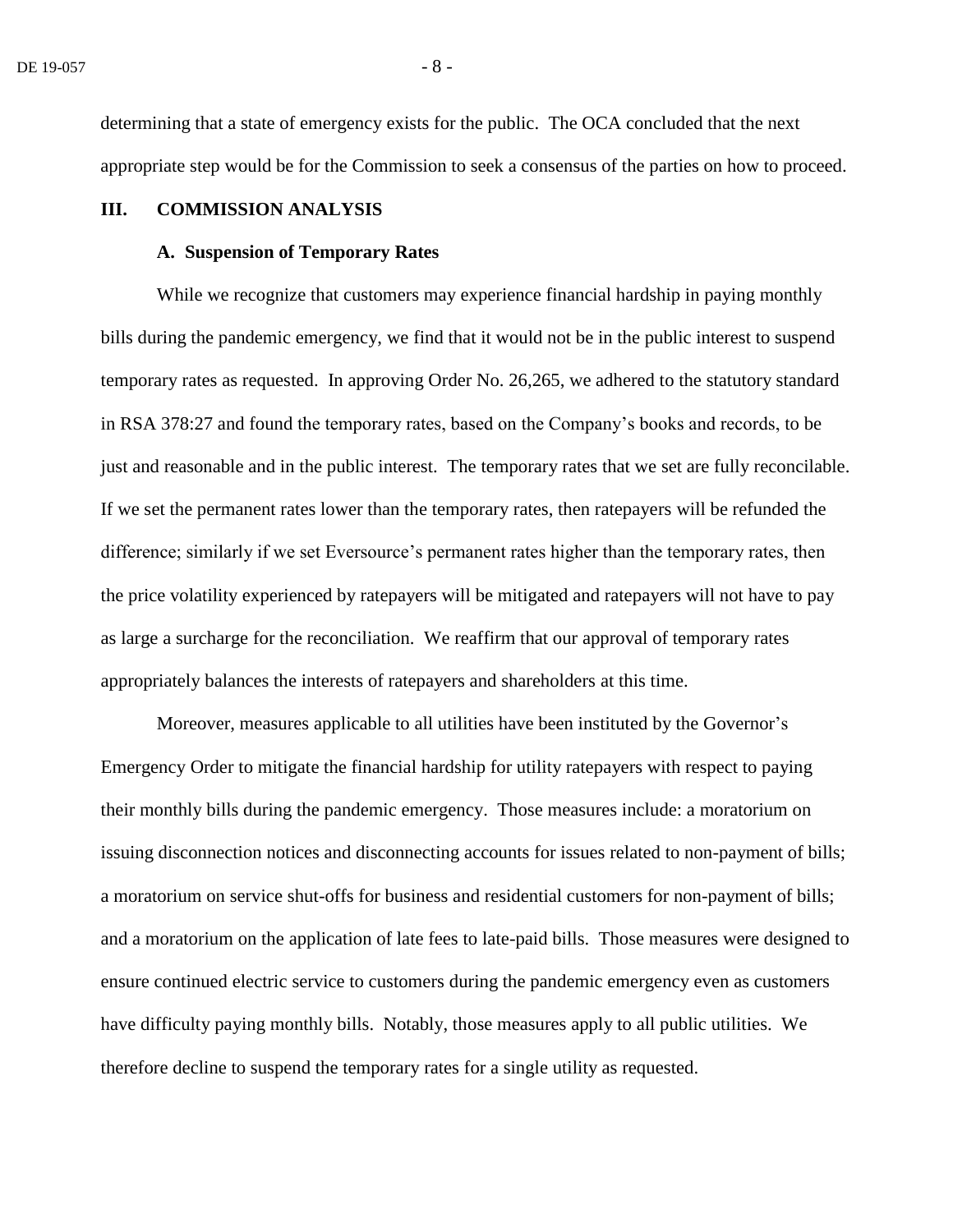determining that a state of emergency exists for the public. The OCA concluded that the next appropriate step would be for the Commission to seek a consensus of the parties on how to proceed.

## III. COMMISSION ANALYSIS

### A. Suspension of Temporary Rates

While we recognize that customers may experience financial hardship in paying monthly bills during the pandemic emergency, we find that it would not be in the public interest to suspend temporary rates as requested. In approving Order No. 26,265, we adhered to the statutory standard in RSA 378:27 and found the temporary rates, based on the Company's books and records, to be just and reasonable and in the public interest. The temporary rates that we set are fully reconcilable. If we set the permanent rates lower than the temporary rates, then ratepayers will be refunded the difference; similarly if we set Eversource's permanent rates higher than the temporary rates, then the price volatility experienced by ratepayers will be mitigated and ratepayers will not have to pay as large a surcharge for the reconciliation. We reaffirm that our approval of temporary rates appropriately balances the interests of ratepayers and shareholders at this time.

Moreover, measures applicable to all utilities have been instituted by the Governor's Emergency Order to mitigate the financial hardship for utility ratepayers with respect to paying their monthly bills during the pandemic emergency. Those measures include: a moratorium on issuing disconnection notices and disconnecting accounts for issues related to non-payment of bills; a moratorium on service shut-offs for business and residential customers for non-payment of bills; and a moratorium on the application of late fees to late-paid bills. Those measures were designed to ensure continued electric service to customers during the pandemic emergency even as customers have difficulty paying monthly bills. Notably, those measures apply to all public utilities. We therefore decline to suspend the temporary rates for a single utility as requested.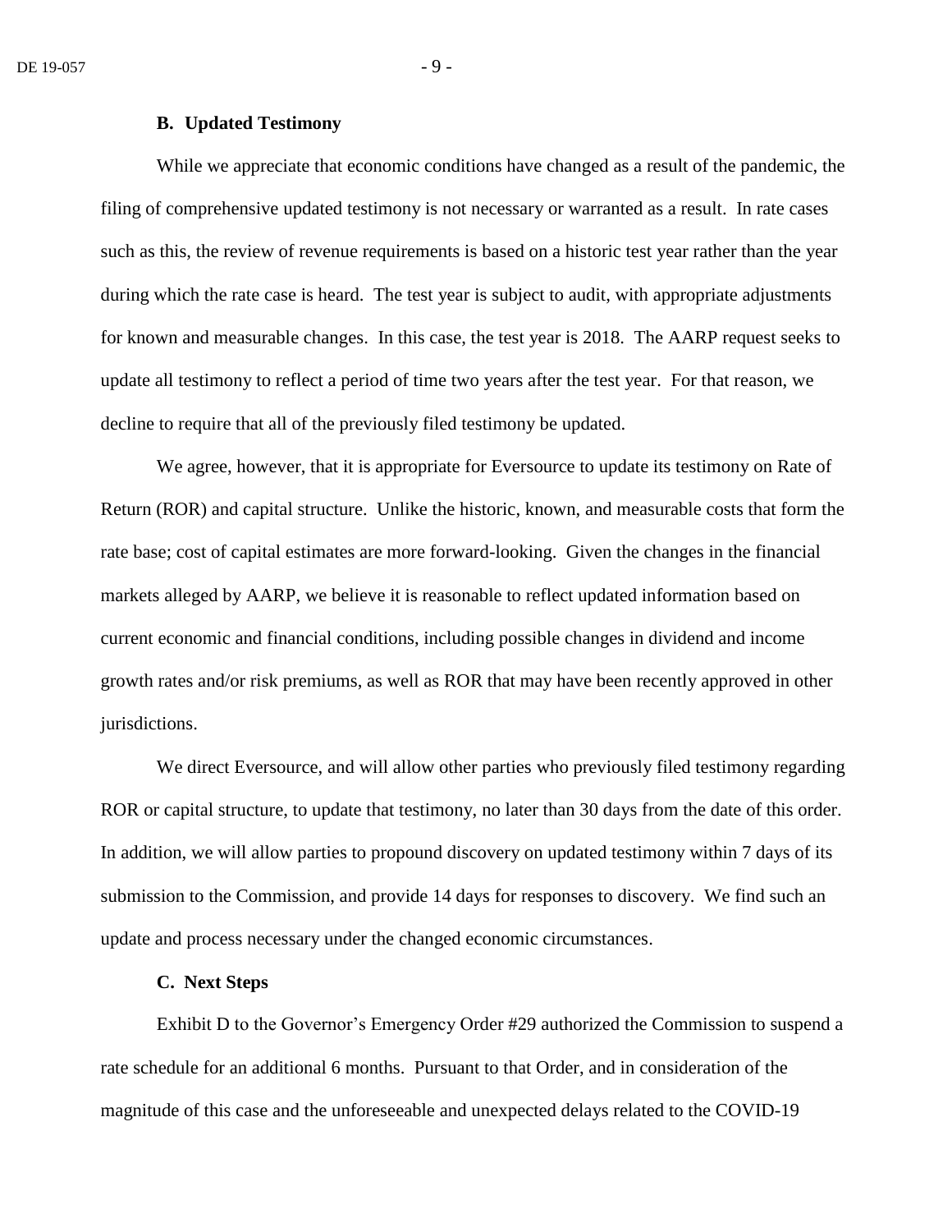**B. Updated Testimony**

While we appreciate that economic conditions have changed as a result of the pandemic, the filing of comprehensive updated testimony is not necessary or warranted as a result. In rate cases such as this, the review of revenue requirements is based on a historic test year rather than the year during which the rate case is heard. The test year is subject to audit, with appropriate adjustments for known and measurable changes. In this case, the test year is 2018. The AARP request seeks to update all testimony to reflect a period of time two years after the test year. For that reason, we decline to require that all of the previously filed testimony be updated.

We agree, however, that it is appropriate for Eversource to update its testimony on Rate of Return (ROR) and capital structure. Unlike the historic, known, and measurable costs that form the rate base; cost of capital estimates are more forward-looking. Given the changes in the financial markets alleged by AARP, we believe it is reasonable to reflect updated information based on current economic and financial conditions, including possible changes in dividend and income growth rates and/or risk premiums, as well as ROR that may have been recently approved in other jurisdictions.

We direct Eversource, and will allow other parties who previously filed testimony regarding ROR or capital structure, to update that testimony, no later than 30 days from the date of this order. In addition, we will allow parties to propound discovery on updated testimony within 7 days of its submission to the Commission, and provide 14 days for responses to discovery. We find such an update and process necessary under the changed economic circumstances.

**C. Next Steps**

Exhibit D to the Governor's Emergency Order #29 authorized the Commission to suspend a rate schedule for an additional 6 months. Pursuant to that Order, and in consideration of the magnitude of this case and the unforeseeable and unexpected delays related to the COVID-19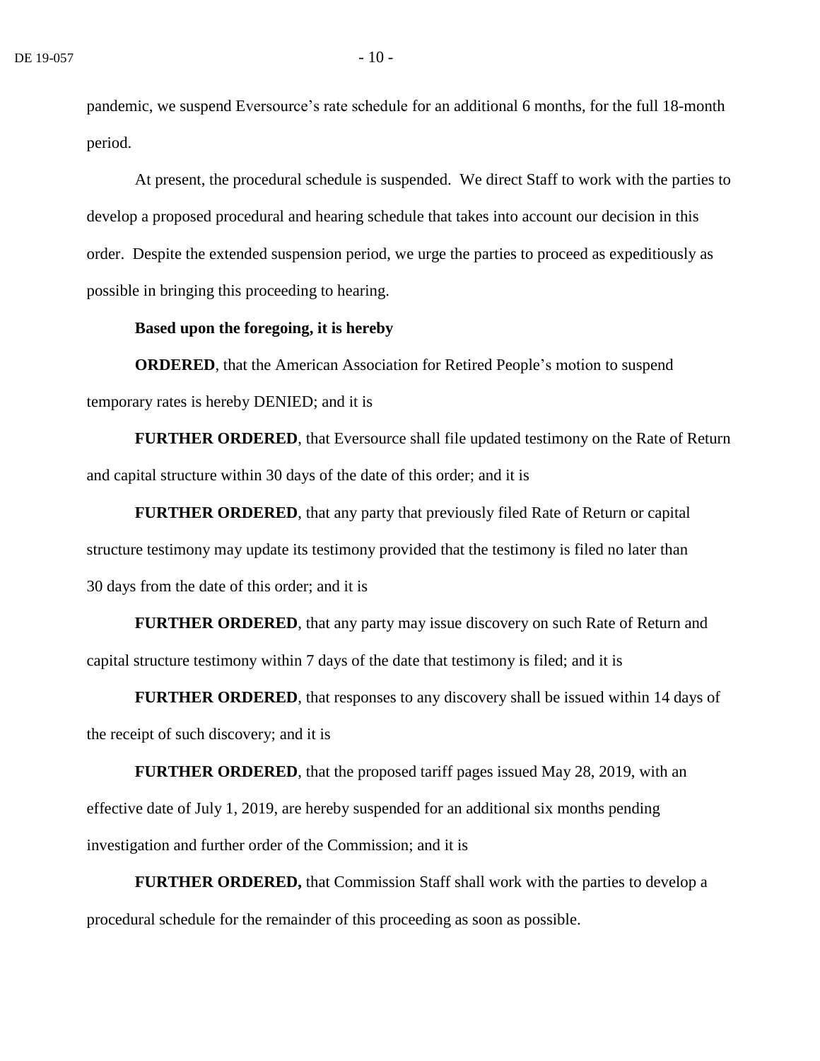pandemic, we suspend Eversource's rate schedule for an additional 6 months, for the full 18-month period.

At present, the procedural schedule is suspended. We direct Staff to work with the parties to develop a proposed procedural and hearing schedule that takes into account our decision in this order. Despite the extended suspension period, we urge the parties to proceed as expeditiously as possible in bringing this proceeding to hearing.

**Based upon the foregoing, it is hereby**

**ORDERED**, that the American Association for Retired People's motion to suspend temporary rates is hereby DENIED; and it is

**FURTHER ORDERED**, that Eversource shall file updated testimony on the Rate of Return and capital structure within 30 days of the date of this order; and it is

**FURTHER ORDERED**, that any party that previously filed Rate of Return or capital structure testimony may update its testimony provided that the testimony is filed no later than 30 days from the date of this order; and it is

**FURTHER ORDERED**, that any party may issue discovery on such Rate of Return and capital structure testimony within 7 days of the date that testimony is filed; and it is

**FURTHER ORDERED**, that responses to any discovery shall be issued within 14 days of the receipt of such discovery; and it is

**FURTHER ORDERED**, that the proposed tariff pages issued May 28, 2019, with an effective date of July 1, 2019, are hereby suspended for an additional six months pending investigation and further order of the Commission; and it is

**FURTHER ORDERED,** that Commission Staff shall work with the parties to develop a procedural schedule for the remainder of this proceeding as soon as possible.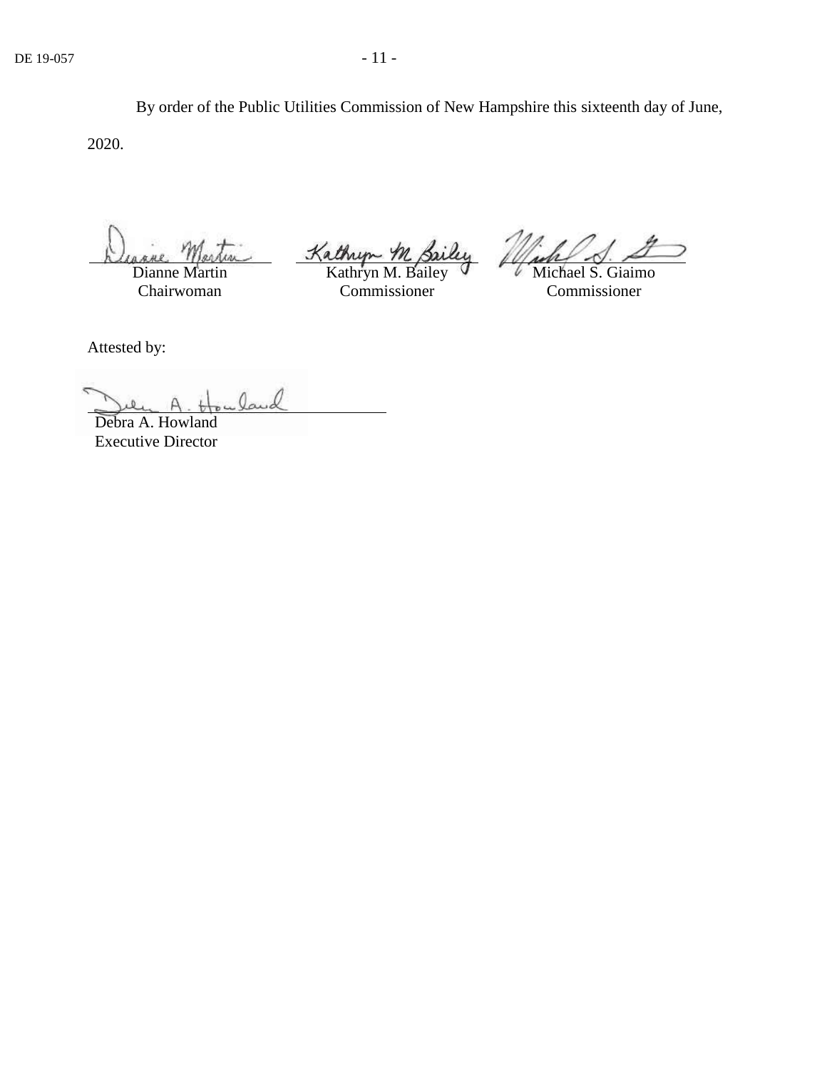By order of the Public Utilities Commission of New Hampshire this sixteenth day of June, 2020.

| | | |
|---|---|---|
| Dianne Martin<br>Chairwoman | Kathryn M. Bailey<br>Commissioner | Michael S. Giaimo<br>Commissioner |

Attested by:

Debra A. Howland
Executive Director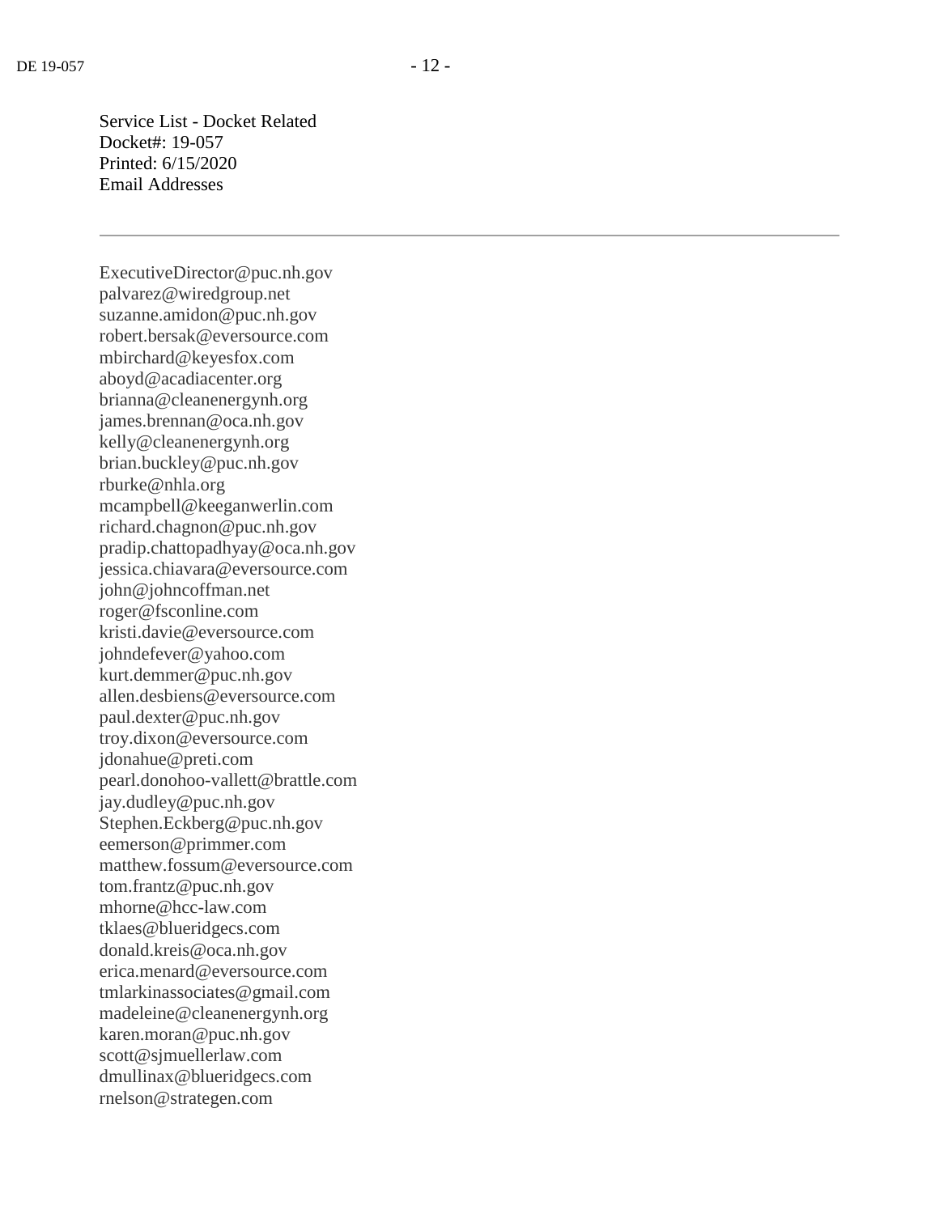Service List - Docket Related
Docket#: 19-057
Printed: 6/15/2020
Email Addresses

---

ExecutiveDirector@puc.nh.gov
palvarez@wiredgroup.net
suzanne.amidon@puc.nh.gov
robert.bersak@eversource.com
mbirchard@keyesfox.com
aboyd@acadiacenter.org
brianna@cleanenergynh.org
james.brennan@oca.nh.gov
kelly@cleanenergynh.org
brian.buckley@puc.nh.gov
rburke@nhla.org
mcampbell@keeganwerlin.com
richard.chagnon@puc.nh.gov
pradip.chattopadhyay@oca.nh.gov
jessica.chiavara@eversource.com
john@johncoffman.net
roger@fsconline.com
kristi.davie@eversource.com
johndefever@yahoo.com
kurt.demmer@puc.nh.gov
allen.desbiens@eversource.com
paul.dexter@puc.nh.gov
troy.dixon@eversource.com
jdonahue@preti.com
pearl.donohoo-vallett@brattle.com
jay.dudley@puc.nh.gov
Stephen.Eckberg@puc.nh.gov
eemerson@primmer.com
matthew.fossum@eversource.com
tom.frantz@puc.nh.gov
mhorne@hcc-law.com
tklaes@blueridgecs.com
donald.kreis@oca.nh.gov
erica.menard@eversource.com
tmlarkinassociates@gmail.com
madeleine@cleanenergynh.org
karen.moran@puc.nh.gov
scott@sjmuellerlaw.com
dmullinax@blueridgecs.com
rnelson@strategen.com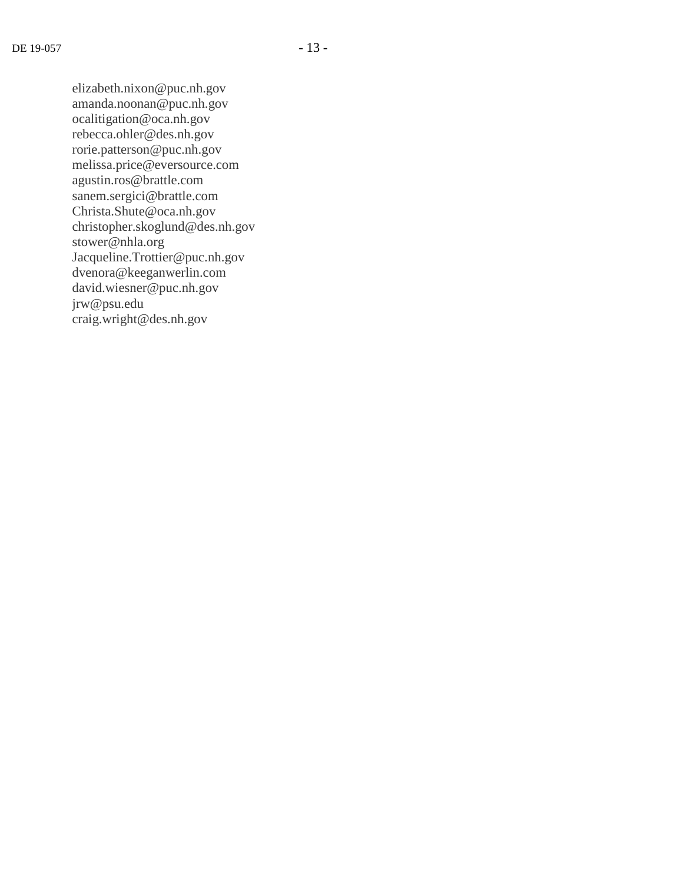elizabeth.nixon@puc.nh.gov
amanda.noonan@puc.nh.gov
ocalitigation@oca.nh.gov
rebecca.ohler@des.nh.gov
rorie.patterson@puc.nh.gov
melissa.price@eversource.com
agustin.ros@brattle.com
sanem.sergici@brattle.com
Christa.Shute@oca.nh.gov
christopher.skoglund@des.nh.gov
stower@nhla.org
Jacqueline.Trottier@puc.nh.gov
dvenora@keeganwerlin.com
david.wiesner@puc.nh.gov
jrw@psu.edu
craig.wright@des.nh.gov